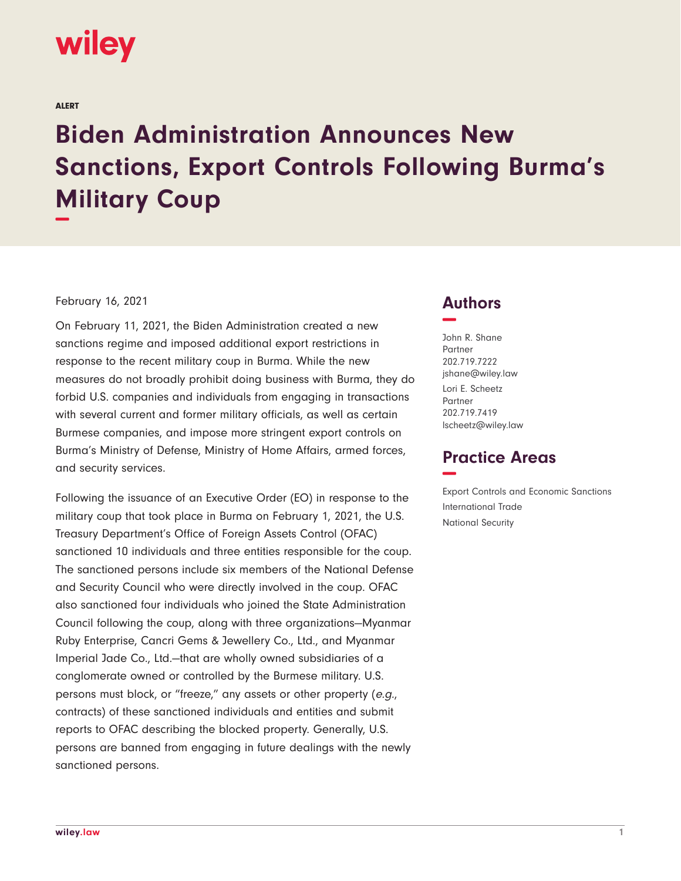wiley

ALERT

# Biden Administration Announces New Sanctions, Export Controls Following Burma's Military Coup

February 16, 2021

On February 11, 2021, the Biden Administration created a new sanctions regime and imposed additional export restrictions in response to the recent military coup in Burma. While the new measures do not broadly prohibit doing business with Burma, they do forbid U.S. companies and individuals from engaging in transactions with several current and former military officials, as well as certain Burmese companies, and impose more stringent export controls on Burma's Ministry of Defense, Ministry of Home Affairs, armed forces, and security services.

Following the issuance of an Executive Order (EO) in response to the military coup that took place in Burma on February 1, 2021, the U.S. Treasury Department's Office of Foreign Assets Control (OFAC) sanctioned 10 individuals and three entities responsible for the coup. The sanctioned persons include six members of the National Defense and Security Council who were directly involved in the coup. OFAC also sanctioned four individuals who joined the State Administration Council following the coup, along with three organizations—Myanmar Ruby Enterprise, Cancri Gems & Jewellery Co., Ltd., and Myanmar Imperial Jade Co., Ltd.—that are wholly owned subsidiaries of a conglomerate owned or controlled by the Burmese military. U.S. persons must block, or "freeze," any assets or other property (*e.g.*, contracts) of these sanctioned individuals and entities and submit reports to OFAC describing the blocked property. Generally, U.S. persons are banned from engaging in future dealings with the newly sanctioned persons.

## Authors

John R. Shane
Partner
202.719.7222
jshane@wiley.law

Lori E. Scheetz
Partner
202.719.7419
lscheetz@wiley.law

## Practice Areas

Export Controls and Economic Sanctions
International Trade
National Security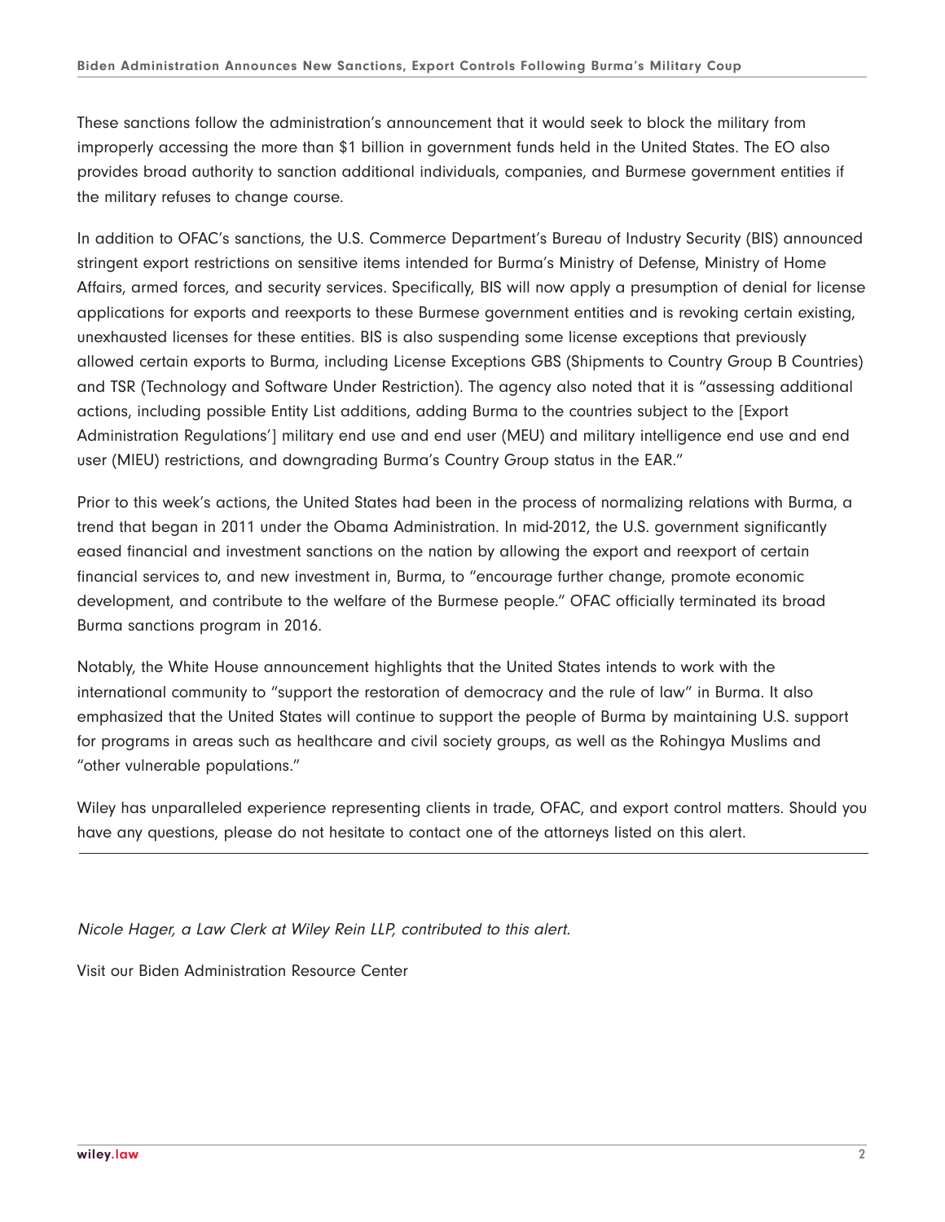These sanctions follow the administration's announcement that it would seek to block the military from improperly accessing the more than $1 billion in government funds held in the United States. The EO also provides broad authority to sanction additional individuals, companies, and Burmese government entities if the military refuses to change course.

In addition to OFAC's sanctions, the U.S. Commerce Department's Bureau of Industry Security (BIS) announced stringent export restrictions on sensitive items intended for Burma's Ministry of Defense, Ministry of Home Affairs, armed forces, and security services. Specifically, BIS will now apply a presumption of denial for license applications for exports and reexports to these Burmese government entities and is revoking certain existing, unexhausted licenses for these entities. BIS is also suspending some license exceptions that previously allowed certain exports to Burma, including License Exceptions GBS (Shipments to Country Group B Countries) and TSR (Technology and Software Under Restriction). The agency also noted that it is "assessing additional actions, including possible Entity List additions, adding Burma to the countries subject to the [Export Administration Regulations'] military end use and end user (MEU) and military intelligence end use and end user (MIEU) restrictions, and downgrading Burma's Country Group status in the EAR."

Prior to this week's actions, the United States had been in the process of normalizing relations with Burma, a trend that began in 2011 under the Obama Administration. In mid-2012, the U.S. government significantly eased financial and investment sanctions on the nation by allowing the export and reexport of certain financial services to, and new investment in, Burma, to "encourage further change, promote economic development, and contribute to the welfare of the Burmese people." OFAC officially terminated its broad Burma sanctions program in 2016.

Notably, the White House announcement highlights that the United States intends to work with the international community to "support the restoration of democracy and the rule of law" in Burma. It also emphasized that the United States will continue to support the people of Burma by maintaining U.S. support for programs in areas such as healthcare and civil society groups, as well as the Rohingya Muslims and "other vulnerable populations."

Wiley has unparalleled experience representing clients in trade, OFAC, and export control matters. Should you have any questions, please do not hesitate to contact one of the attorneys listed on this alert.

---

*Nicole Hager, a Law Clerk at Wiley Rein LLP, contributed to this alert.*

Visit our Biden Administration Resource Center